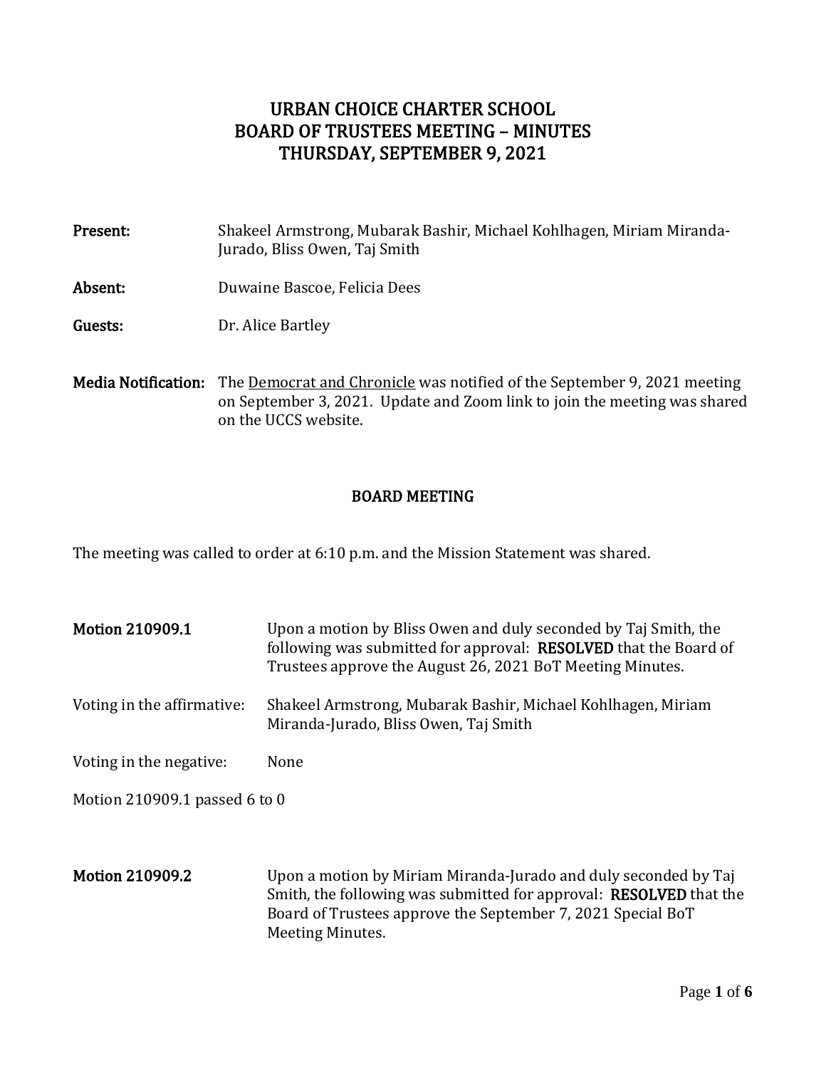# URBAN CHOICE CHARTER SCHOOL
# BOARD OF TRUSTEES MEETING – MINUTES
# THURSDAY, SEPTEMBER 9, 2021

**Present:** Shakeel Armstrong, Mubarak Bashir, Michael Kohlhagen, Miriam Miranda-Jurado, Bliss Owen, Taj Smith

**Absent:** Duwaine Bascoe, Felicia Dees

**Guests:** Dr. Alice Bartley

**Media Notification:** The Democrat and Chronicle was notified of the September 9, 2021 meeting on September 3, 2021. Update and Zoom link to join the meeting was shared on the UCCS website.

## BOARD MEETING

The meeting was called to order at 6:10 p.m. and the Mission Statement was shared.

**Motion 210909.1** Upon a motion by Bliss Owen and duly seconded by Taj Smith, the following was submitted for approval: **RESOLVED** that the Board of Trustees approve the August 26, 2021 BoT Meeting Minutes.

Voting in the affirmative: Shakeel Armstrong, Mubarak Bashir, Michael Kohlhagen, Miriam Miranda-Jurado, Bliss Owen, Taj Smith

Voting in the negative: None

Motion 210909.1 passed 6 to 0

**Motion 210909.2** Upon a motion by Miriam Miranda-Jurado and duly seconded by Taj Smith, the following was submitted for approval: **RESOLVED** that the Board of Trustees approve the September 7, 2021 Special BoT Meeting Minutes.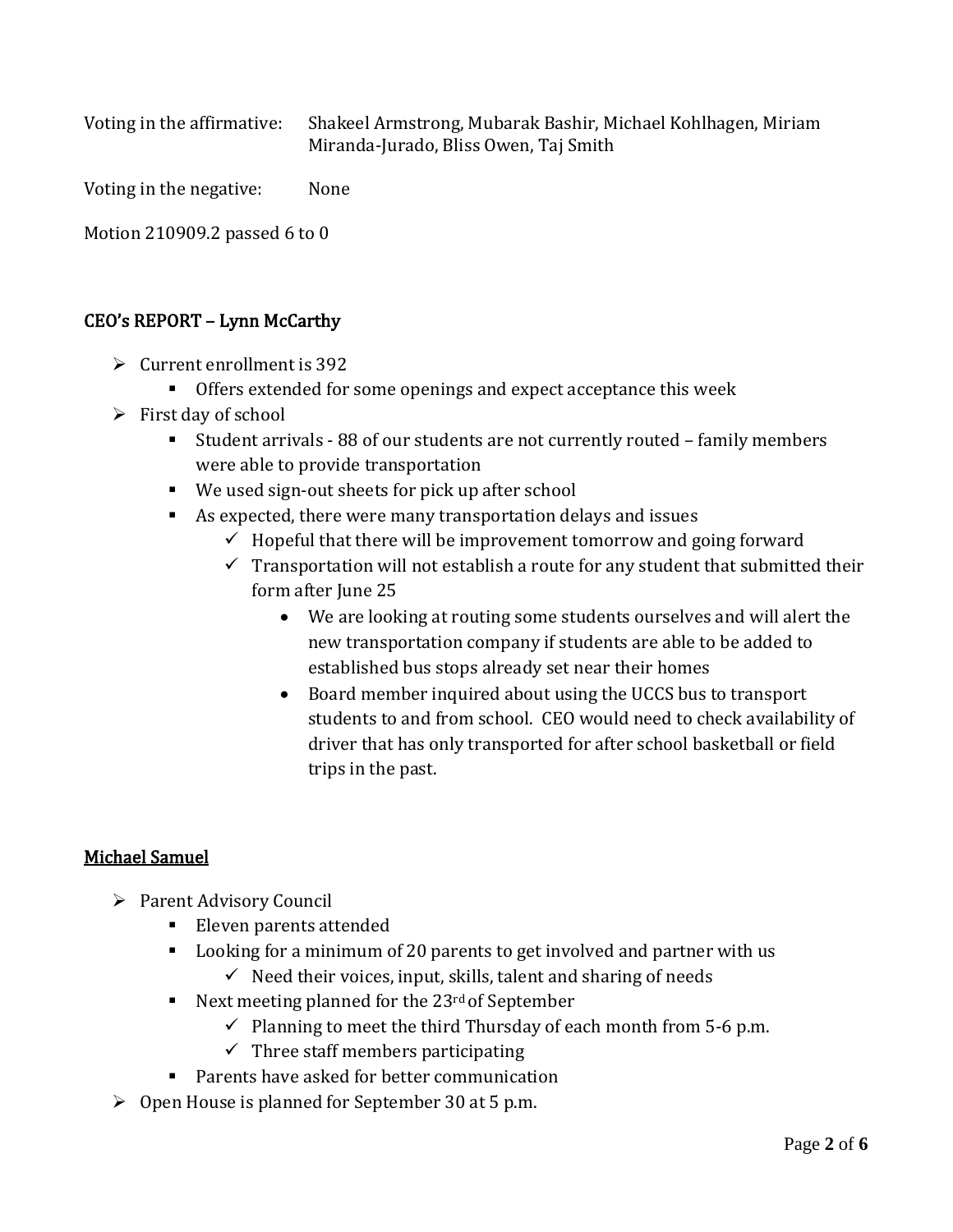Voting in the affirmative: Shakeel Armstrong, Mubarak Bashir, Michael Kohlhagen, Miriam Miranda-Jurado, Bliss Owen, Taj Smith

Voting in the negative: None

Motion 210909.2 passed 6 to 0

## CEO's REPORT – Lynn McCarthy

- Current enrollment is 392
  - Offers extended for some openings and expect acceptance this week
- First day of school
  - Student arrivals - 88 of our students are not currently routed – family members were able to provide transportation
  - We used sign-out sheets for pick up after school
  - As expected, there were many transportation delays and issues
    - Hopeful that there will be improvement tomorrow and going forward
    - Transportation will not establish a route for any student that submitted their form after June 25
      - We are looking at routing some students ourselves and will alert the new transportation company if students are able to be added to established bus stops already set near their homes
      - Board member inquired about using the UCCS bus to transport students to and from school. CEO would need to check availability of driver that has only transported for after school basketball or field trips in the past.

## Michael Samuel

- Parent Advisory Council
  - Eleven parents attended
  - Looking for a minimum of 20 parents to get involved and partner with us
    - Need their voices, input, skills, talent and sharing of needs
  - Next meeting planned for the 23rd of September
    - Planning to meet the third Thursday of each month from 5-6 p.m.
    - Three staff members participating
  - Parents have asked for better communication
- Open House is planned for September 30 at 5 p.m.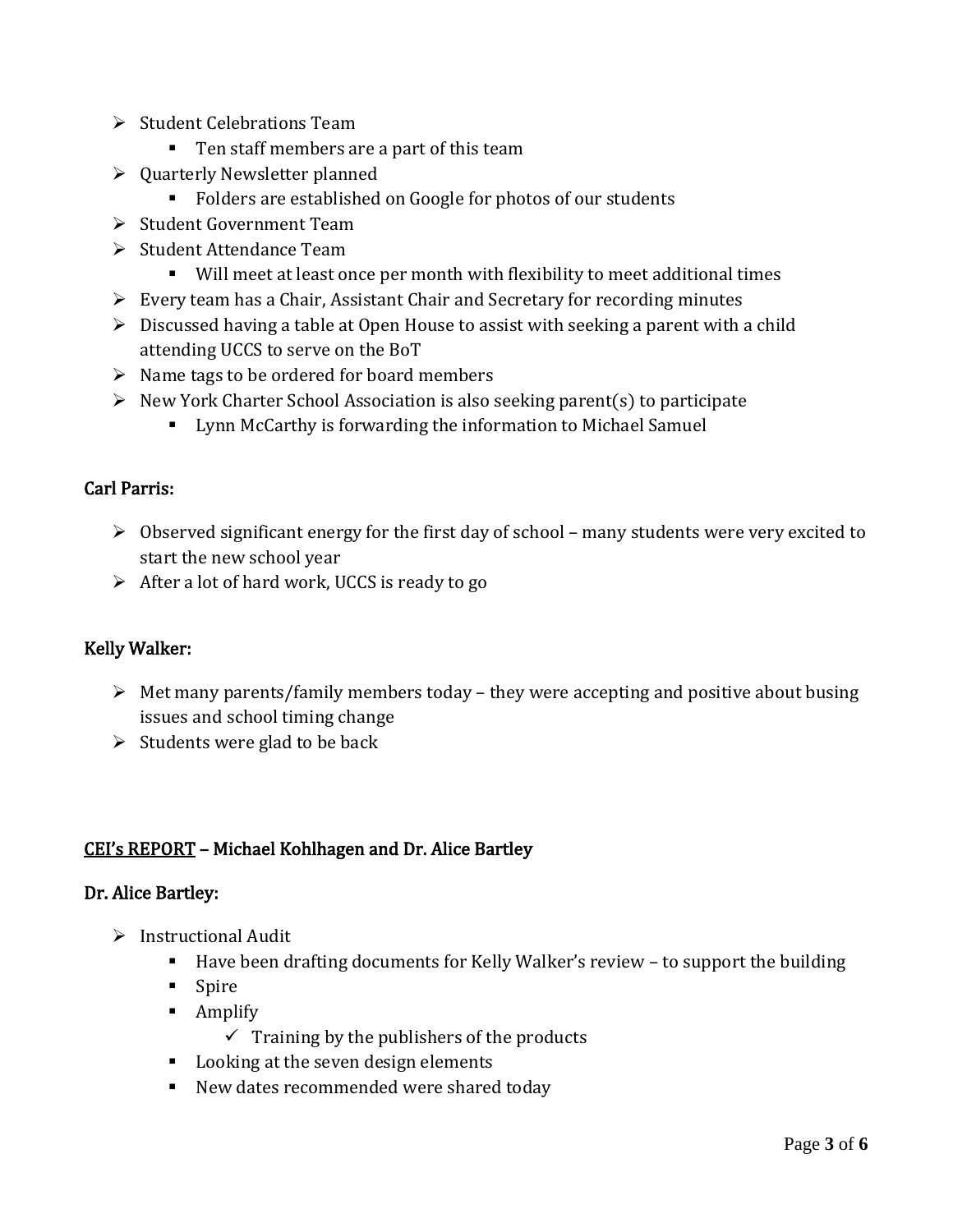- Student Celebrations Team
  - Ten staff members are a part of this team
- Quarterly Newsletter planned
  - Folders are established on Google for photos of our students
- Student Government Team
- Student Attendance Team
  - Will meet at least once per month with flexibility to meet additional times
- Every team has a Chair, Assistant Chair and Secretary for recording minutes
- Discussed having a table at Open House to assist with seeking a parent with a child attending UCCS to serve on the BoT
- Name tags to be ordered for board members
- New York Charter School Association is also seeking parent(s) to participate
  - Lynn McCarthy is forwarding the information to Michael Samuel

**Carl Parris:**

- Observed significant energy for the first day of school – many students were very excited to start the new school year
- After a lot of hard work, UCCS is ready to go

**Kelly Walker:**

- Met many parents/family members today – they were accepting and positive about busing issues and school timing change
- Students were glad to be back

**<u>CEI's REPORT</u> – Michael Kohlhagen and Dr. Alice Bartley**

**Dr. Alice Bartley:**

- Instructional Audit
  - Have been drafting documents for Kelly Walker's review – to support the building
  - Spire
  - Amplify
    - ✓ Training by the publishers of the products
  - Looking at the seven design elements
  - New dates recommended were shared today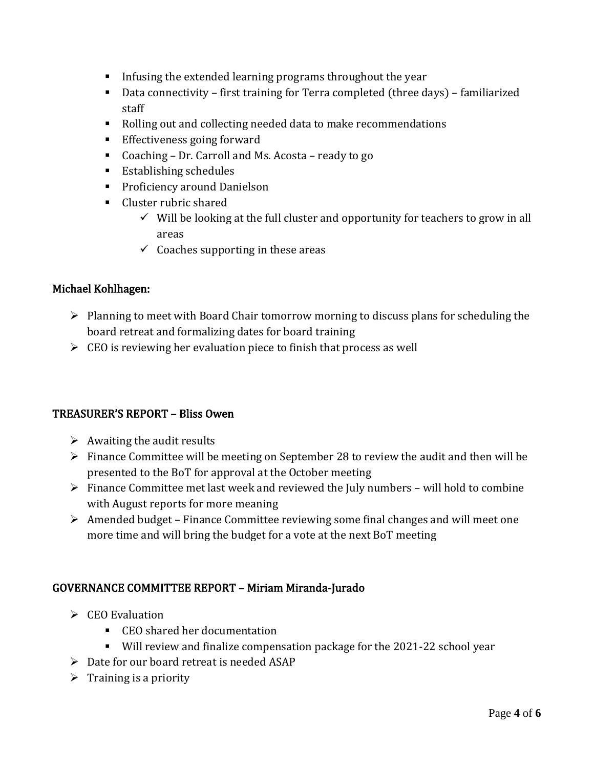- Infusing the extended learning programs throughout the year
- Data connectivity – first training for Terra completed (three days) – familiarized staff
- Rolling out and collecting needed data to make recommendations
- Effectiveness going forward
- Coaching – Dr. Carroll and Ms. Acosta – ready to go
- Establishing schedules
- Proficiency around Danielson
- Cluster rubric shared
  - ✓ Will be looking at the full cluster and opportunity for teachers to grow in all areas
  - ✓ Coaches supporting in these areas

### Michael Kohlhagen:

- Planning to meet with Board Chair tomorrow morning to discuss plans for scheduling the board retreat and formalizing dates for board training
- CEO is reviewing her evaluation piece to finish that process as well

## TREASURER'S REPORT – Bliss Owen

- Awaiting the audit results
- Finance Committee will be meeting on September 28 to review the audit and then will be presented to the BoT for approval at the October meeting
- Finance Committee met last week and reviewed the July numbers – will hold to combine with August reports for more meaning
- Amended budget – Finance Committee reviewing some final changes and will meet one more time and will bring the budget for a vote at the next BoT meeting

## GOVERNANCE COMMITTEE REPORT – Miriam Miranda-Jurado

- CEO Evaluation
  - CEO shared her documentation
  - Will review and finalize compensation package for the 2021-22 school year
- Date for our board retreat is needed ASAP
- Training is a priority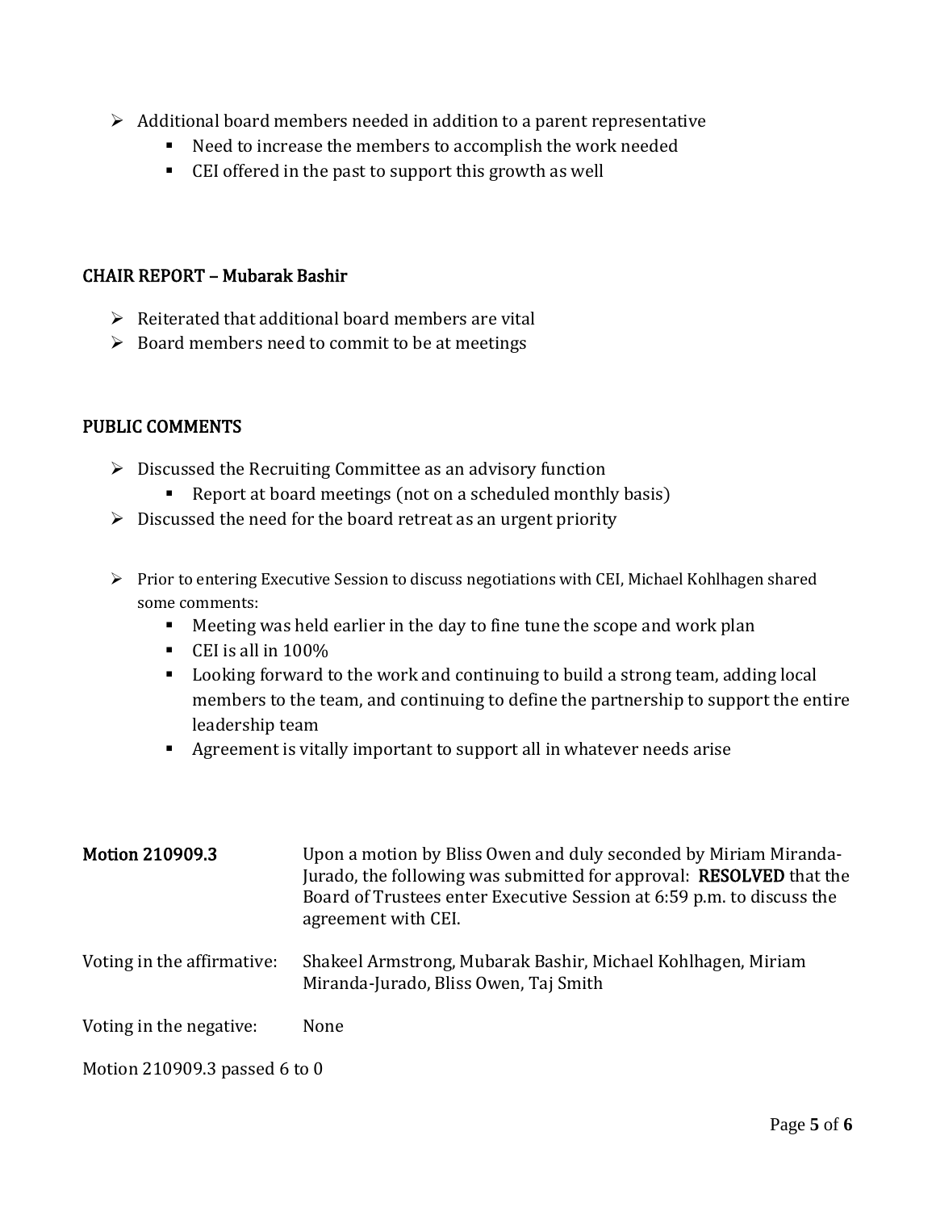- Additional board members needed in addition to a parent representative
  - Need to increase the members to accomplish the work needed
  - CEI offered in the past to support this growth as well

## CHAIR REPORT – Mubarak Bashir

- Reiterated that additional board members are vital
- Board members need to commit to be at meetings

## PUBLIC COMMENTS

- Discussed the Recruiting Committee as an advisory function
  - Report at board meetings (not on a scheduled monthly basis)
- Discussed the need for the board retreat as an urgent priority

- Prior to entering Executive Session to discuss negotiations with CEI, Michael Kohlhagen shared some comments:
  - Meeting was held earlier in the day to fine tune the scope and work plan
  - CEI is all in 100%
  - Looking forward to the work and continuing to build a strong team, adding local members to the team, and continuing to define the partnership to support the entire leadership team
  - Agreement is vitally important to support all in whatever needs arise

| | |
|---|---|
| **Motion 210909.3** | Upon a motion by Bliss Owen and duly seconded by Miriam Miranda-Jurado, the following was submitted for approval: **RESOLVED** that the Board of Trustees enter Executive Session at 6:59 p.m. to discuss the agreement with CEI. |
| Voting in the affirmative: | Shakeel Armstrong, Mubarak Bashir, Michael Kohlhagen, Miriam Miranda-Jurado, Bliss Owen, Taj Smith |
| Voting in the negative: | None |

Motion 210909.3 passed 6 to 0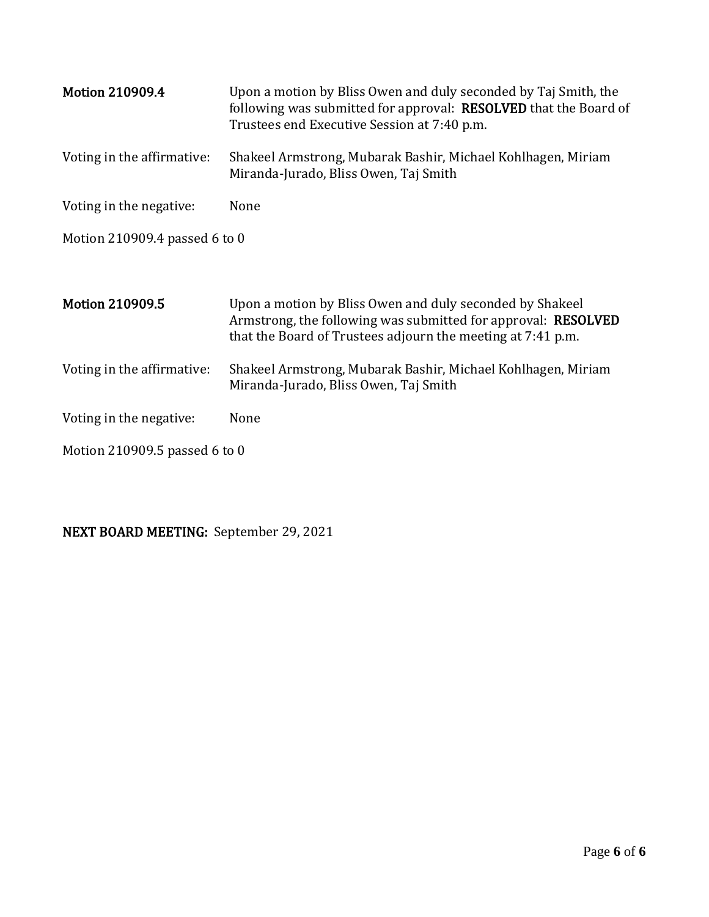**Motion 210909.4** Upon a motion by Bliss Owen and duly seconded by Taj Smith, the following was submitted for approval: **RESOLVED** that the Board of Trustees end Executive Session at 7:40 p.m.

Voting in the affirmative: Shakeel Armstrong, Mubarak Bashir, Michael Kohlhagen, Miriam Miranda-Jurado, Bliss Owen, Taj Smith

Voting in the negative: None

Motion 210909.4 passed 6 to 0

**Motion 210909.5** Upon a motion by Bliss Owen and duly seconded by Shakeel Armstrong, the following was submitted for approval: **RESOLVED** that the Board of Trustees adjourn the meeting at 7:41 p.m.

Voting in the affirmative: Shakeel Armstrong, Mubarak Bashir, Michael Kohlhagen, Miriam Miranda-Jurado, Bliss Owen, Taj Smith

Voting in the negative: None

Motion 210909.5 passed 6 to 0

**NEXT BOARD MEETING:** September 29, 2021